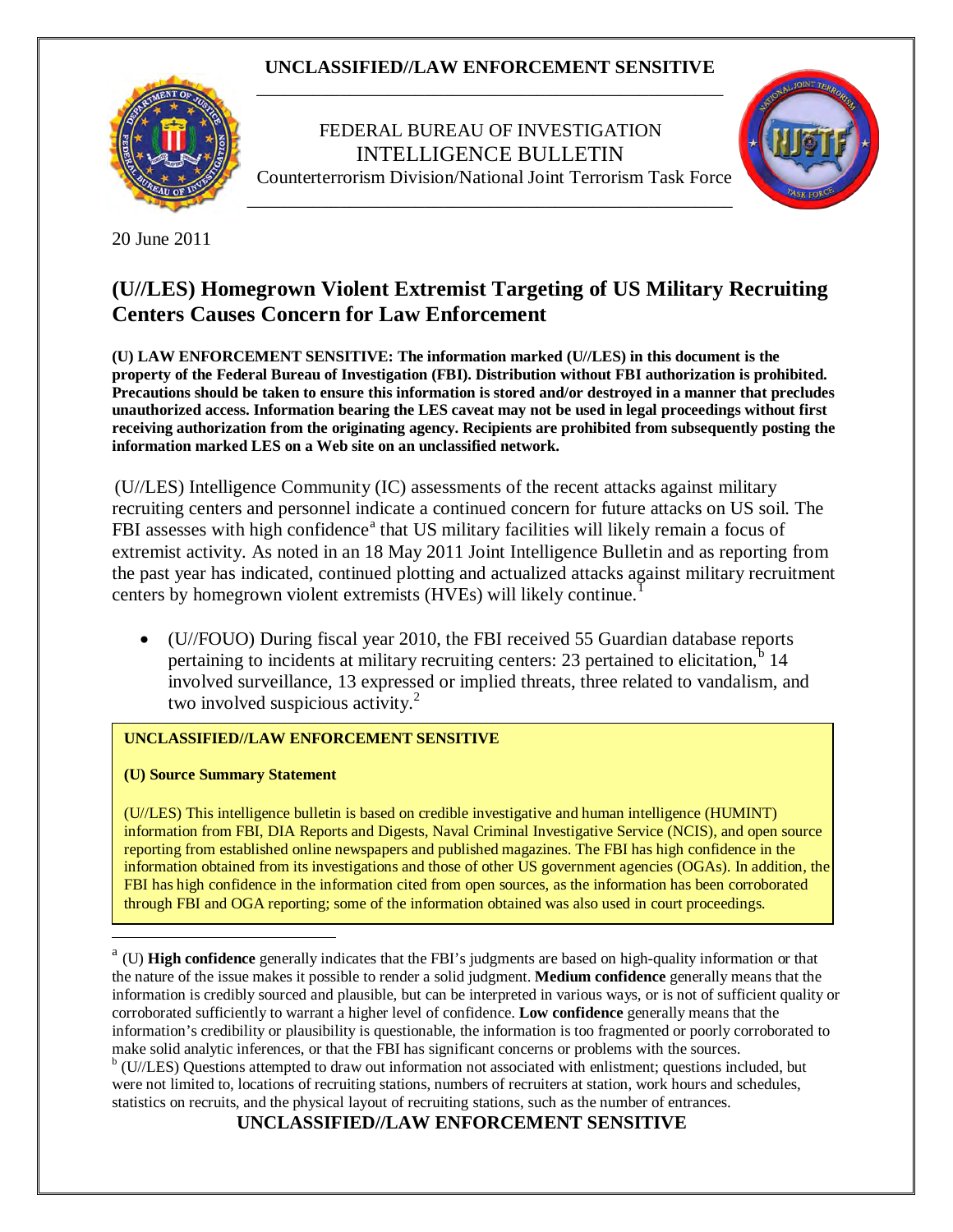**UNCLASSIFIED//LAW ENFORCEMENT SENSITIVE**

FEDERAL BUREAU OF INVESTIGATION
INTELLIGENCE BULLETIN
Counterterrorism Division/National Joint Terrorism Task Force

20 June 2011

# (U//LES) Homegrown Violent Extremist Targeting of US Military Recruiting Centers Causes Concern for Law Enforcement

**(U) LAW ENFORCEMENT SENSITIVE: The information marked (U//LES) in this document is the property of the Federal Bureau of Investigation (FBI). Distribution without FBI authorization is prohibited. Precautions should be taken to ensure this information is stored and/or destroyed in a manner that precludes unauthorized access. Information bearing the LES caveat may not be used in legal proceedings without first receiving authorization from the originating agency. Recipients are prohibited from subsequently posting the information marked LES on a Web site on an unclassified network.**

(U//LES) Intelligence Community (IC) assessments of the recent attacks against military recruiting centers and personnel indicate a continued concern for future attacks on US soil. The FBI assesses with high confidence[a] that US military facilities will likely remain a focus of extremist activity. As noted in an 18 May 2011 Joint Intelligence Bulletin and as reporting from the past year has indicated, continued plotting and actualized attacks against military recruitment centers by homegrown violent extremists (HVEs) will likely continue.[1]

- (U//FOUO) During fiscal year 2010, the FBI received 55 Guardian database reports pertaining to incidents at military recruiting centers: 23 pertained to elicitation,[b] 14 involved surveillance, 13 expressed or implied threats, three related to vandalism, and two involved suspicious activity.[2]

> **UNCLASSIFIED//LAW ENFORCEMENT SENSITIVE**
>
> **(U) Source Summary Statement**
>
> (U//LES) This intelligence bulletin is based on credible investigative and human intelligence (HUMINT) information from FBI, DIA Reports and Digests, Naval Criminal Investigative Service (NCIS), and open source reporting from established online newspapers and published magazines. The FBI has high confidence in the information obtained from its investigations and those of other US government agencies (OGAs). In addition, the FBI has high confidence in the information cited from open sources, as the information has been corroborated through FBI and OGA reporting; some of the information obtained was also used in court proceedings.

---

[a] (U) **High confidence** generally indicates that the FBI's judgments are based on high-quality information or that the nature of the issue makes it possible to render a solid judgment. **Medium confidence** generally means that the information is credibly sourced and plausible, but can be interpreted in various ways, or is not of sufficient quality or corroborated sufficiently to warrant a higher level of confidence. **Low confidence** generally means that the information's credibility or plausibility is questionable, the information is too fragmented or poorly corroborated to make solid analytic inferences, or that the FBI has significant concerns or problems with the sources.

[b] (U//LES) Questions attempted to draw out information not associated with enlistment; questions included, but were not limited to, locations of recruiting stations, numbers of recruiters at station, work hours and schedules, statistics on recruits, and the physical layout of recruiting stations, such as the number of entrances.

**UNCLASSIFIED//LAW ENFORCEMENT SENSITIVE**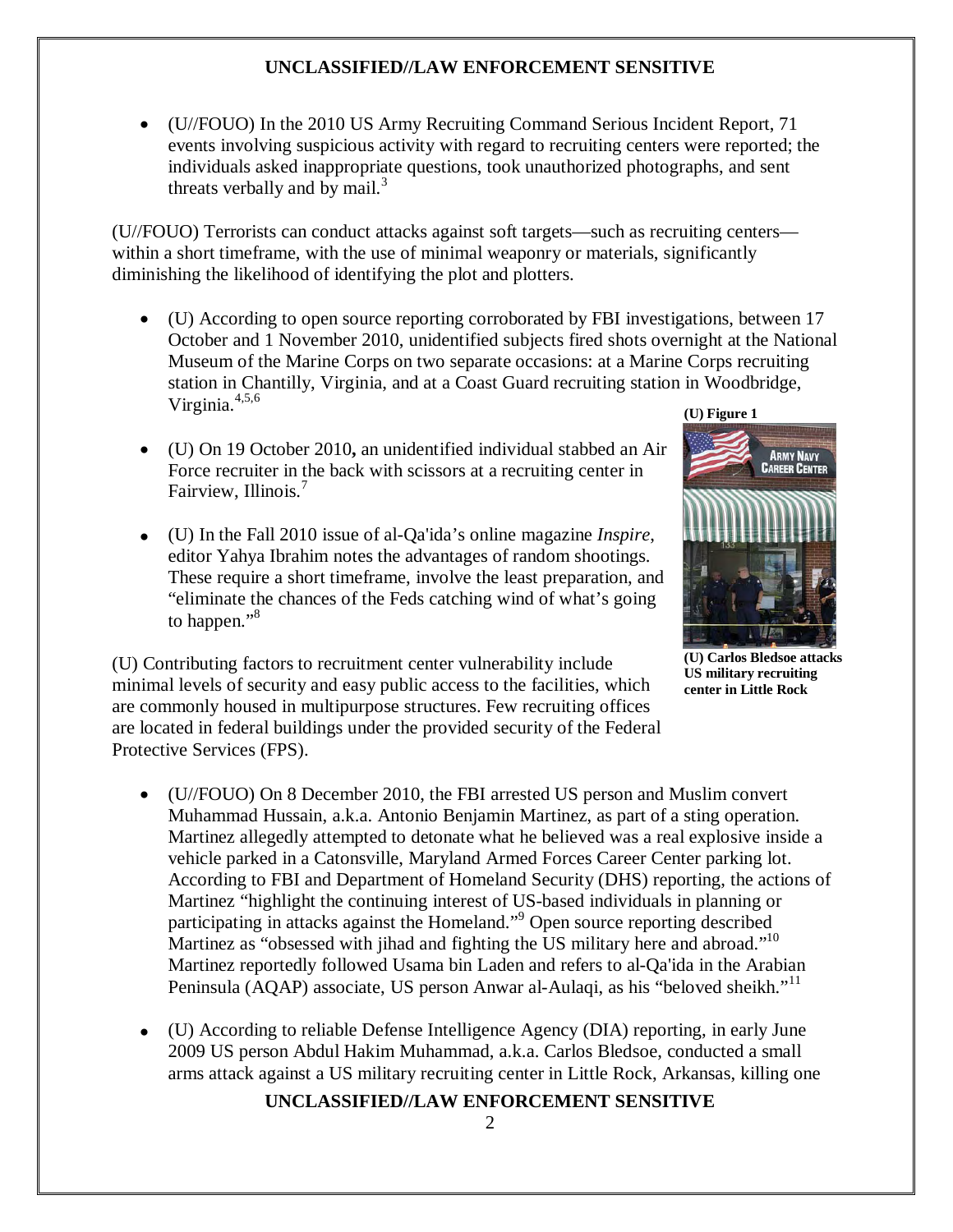- (U//FOUO) In the 2010 US Army Recruiting Command Serious Incident Report, 71 events involving suspicious activity with regard to recruiting centers were reported; the individuals asked inappropriate questions, took unauthorized photographs, and sent threats verbally and by mail.[3]

(U//FOUO) Terrorists can conduct attacks against soft targets—such as recruiting centers—within a short timeframe, with the use of minimal weaponry or materials, significantly diminishing the likelihood of identifying the plot and plotters.

- (U) According to open source reporting corroborated by FBI investigations, between 17 October and 1 November 2010, unidentified subjects fired shots overnight at the National Museum of the Marine Corps on two separate occasions: at a Marine Corps recruiting station in Chantilly, Virginia, and at a Coast Guard recruiting station in Woodbridge, Virginia.[4,5,6]

- (U) On 19 October 2010**,** an unidentified individual stabbed an Air Force recruiter in the back with scissors at a recruiting center in Fairview, Illinois.[7]

- (U) In the Fall 2010 issue of al-Qa'ida's online magazine *Inspire*, editor Yahya Ibrahim notes the advantages of random shootings. These require a short timeframe, involve the least preparation, and "eliminate the chances of the Feds catching wind of what's going to happen."[8]

**(U) Figure 1**

**(U) Carlos Bledsoe attacks US military recruiting center in Little Rock**

(U) Contributing factors to recruitment center vulnerability include minimal levels of security and easy public access to the facilities, which are commonly housed in multipurpose structures. Few recruiting offices are located in federal buildings under the provided security of the Federal Protective Services (FPS).

- (U//FOUO) On 8 December 2010, the FBI arrested US person and Muslim convert Muhammad Hussain, a.k.a. Antonio Benjamin Martinez, as part of a sting operation. Martinez allegedly attempted to detonate what he believed was a real explosive inside a vehicle parked in a Catonsville, Maryland Armed Forces Career Center parking lot. According to FBI and Department of Homeland Security (DHS) reporting, the actions of Martinez "highlight the continuing interest of US-based individuals in planning or participating in attacks against the Homeland."[9] Open source reporting described Martinez as "obsessed with jihad and fighting the US military here and abroad."[10] Martinez reportedly followed Usama bin Laden and refers to al-Qa'ida in the Arabian Peninsula (AQAP) associate, US person Anwar al-Aulaqi, as his "beloved sheikh."[11]

- (U) According to reliable Defense Intelligence Agency (DIA) reporting, in early June 2009 US person Abdul Hakim Muhammad, a.k.a. Carlos Bledsoe, conducted a small arms attack against a US military recruiting center in Little Rock, Arkansas, killing one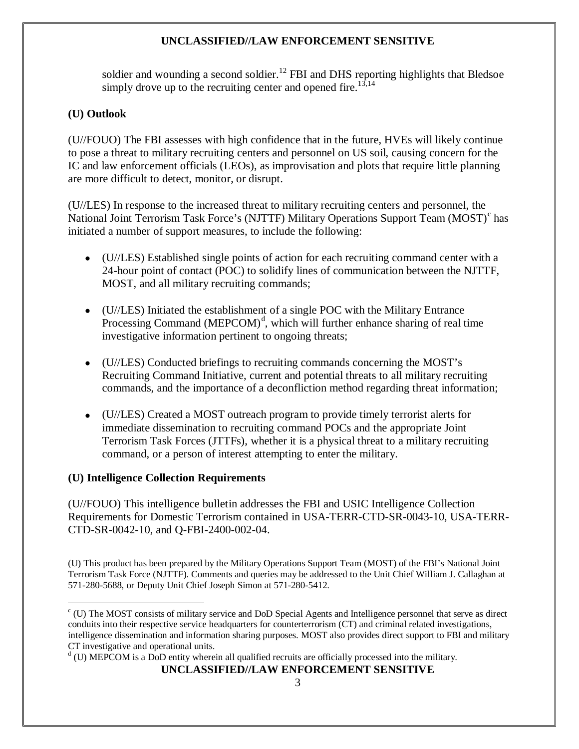soldier and wounding a second soldier.[12] FBI and DHS reporting highlights that Bledsoe simply drove up to the recruiting center and opened fire.[13,14]

**(U) Outlook**

(U//FOUO) The FBI assesses with high confidence that in the future, HVEs will likely continue to pose a threat to military recruiting centers and personnel on US soil, causing concern for the IC and law enforcement officials (LEOs), as improvisation and plots that require little planning are more difficult to detect, monitor, or disrupt.

(U//LES) In response to the increased threat to military recruiting centers and personnel, the National Joint Terrorism Task Force's (NJTTF) Military Operations Support Team (MOST)[c] has initiated a number of support measures, to include the following:

- (U//LES) Established single points of action for each recruiting command center with a 24-hour point of contact (POC) to solidify lines of communication between the NJTTF, MOST, and all military recruiting commands;

- (U//LES) Initiated the establishment of a single POC with the Military Entrance Processing Command (MEPCOM)[d], which will further enhance sharing of real time investigative information pertinent to ongoing threats;

- (U//LES) Conducted briefings to recruiting commands concerning the MOST's Recruiting Command Initiative, current and potential threats to all military recruiting commands, and the importance of a deconfliction method regarding threat information;

- (U//LES) Created a MOST outreach program to provide timely terrorist alerts for immediate dissemination to recruiting command POCs and the appropriate Joint Terrorism Task Forces (JTTFs), whether it is a physical threat to a military recruiting command, or a person of interest attempting to enter the military.

**(U) Intelligence Collection Requirements**

(U//FOUO) This intelligence bulletin addresses the FBI and USIC Intelligence Collection Requirements for Domestic Terrorism contained in USA-TERR-CTD-SR-0043-10, USA-TERR-CTD-SR-0042-10, and Q-FBI-2400-002-04.

(U) This product has been prepared by the Military Operations Support Team (MOST) of the FBI's National Joint Terrorism Task Force (NJTTF). Comments and queries may be addressed to the Unit Chief William J. Callaghan at 571-280-5688, or Deputy Unit Chief Joseph Simon at 571-280-5412.

---

[c] (U) The MOST consists of military service and DoD Special Agents and Intelligence personnel that serve as direct conduits into their respective service headquarters for counterterrorism (CT) and criminal related investigations, intelligence dissemination and information sharing purposes. MOST also provides direct support to FBI and military CT investigative and operational units.

[d] (U) MEPCOM is a DoD entity wherein all qualified recruits are officially processed into the military.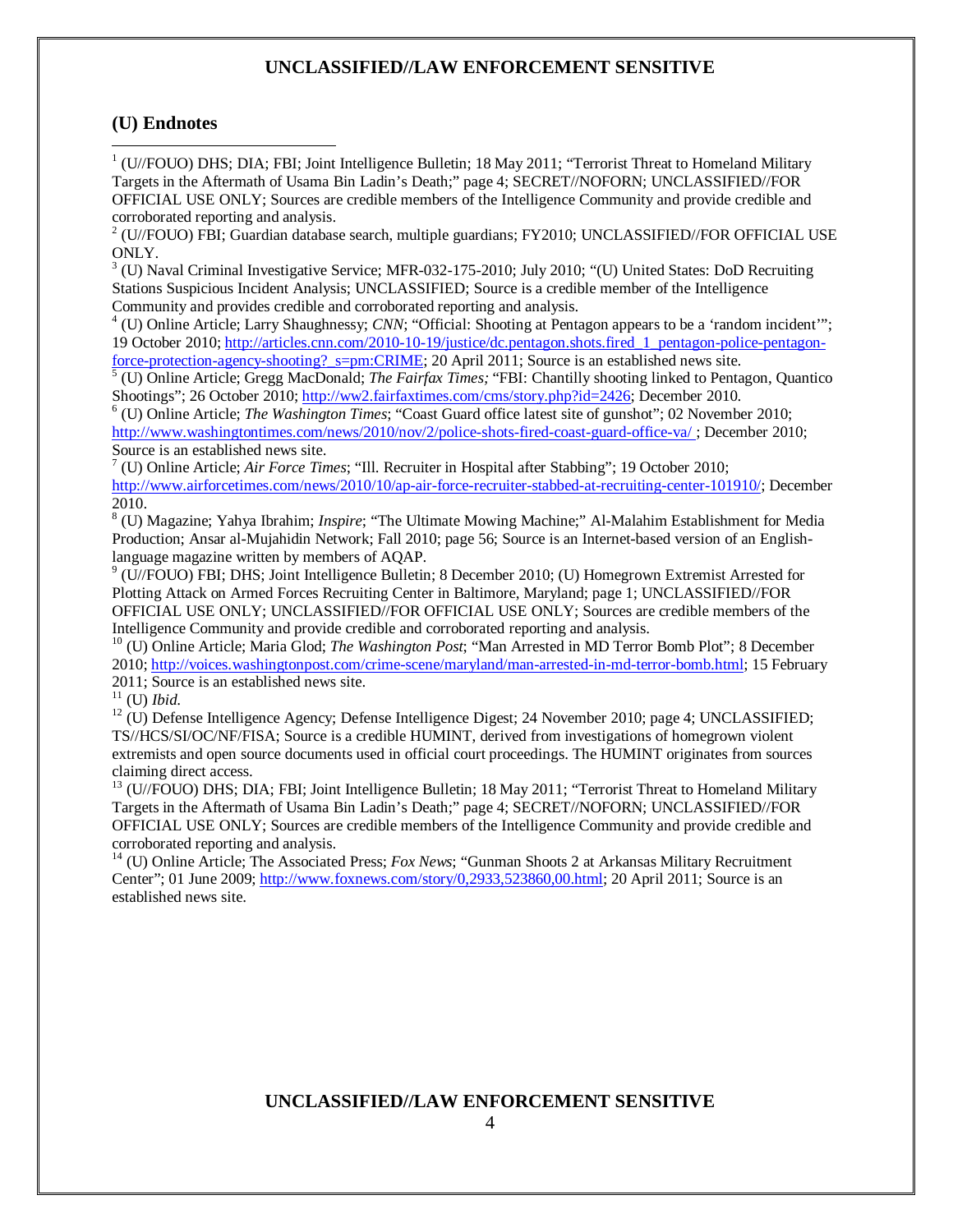## (U) Endnotes

[1] (U//FOUO) DHS; DIA; FBI; Joint Intelligence Bulletin; 18 May 2011; "Terrorist Threat to Homeland Military Targets in the Aftermath of Usama Bin Ladin's Death;" page 4; SECRET//NOFORN; UNCLASSIFIED//FOR OFFICIAL USE ONLY; Sources are credible members of the Intelligence Community and provide credible and corroborated reporting and analysis.

[2] (U//FOUO) FBI; Guardian database search, multiple guardians; FY2010; UNCLASSIFIED//FOR OFFICIAL USE ONLY.

[3] (U) Naval Criminal Investigative Service; MFR-032-175-2010; July 2010; "(U) United States: DoD Recruiting Stations Suspicious Incident Analysis; UNCLASSIFIED; Source is a credible member of the Intelligence Community and provides credible and corroborated reporting and analysis.

[4] (U) Online Article; Larry Shaughnessy; *CNN*; "Official: Shooting at Pentagon appears to be a 'random incident'"; 19 October 2010; http://articles.cnn.com/2010-10-19/justice/dc.pentagon.shots.fired_1_pentagon-police-pentagon-force-protection-agency-shooting?_s=pm:CRIME; 20 April 2011; Source is an established news site.

[5] (U) Online Article; Gregg MacDonald; *The Fairfax Times;* "FBI: Chantilly shooting linked to Pentagon, Quantico Shootings"; 26 October 2010; http://ww2.fairfaxtimes.com/cms/story.php?id=2426; December 2010.

[6] (U) Online Article; *The Washington Times*; "Coast Guard office latest site of gunshot"; 02 November 2010; http://www.washingtontimes.com/news/2010/nov/2/police-shots-fired-coast-guard-office-va/ ; December 2010; Source is an established news site.

[7] (U) Online Article; *Air Force Times*; "Ill. Recruiter in Hospital after Stabbing"; 19 October 2010; http://www.airforcetimes.com/news/2010/10/ap-air-force-recruiter-stabbed-at-recruiting-center-101910/; December 2010.

[8] (U) Magazine; Yahya Ibrahim; *Inspire*; "The Ultimate Mowing Machine;" Al-Malahim Establishment for Media Production; Ansar al-Mujahidin Network; Fall 2010; page 56; Source is an Internet-based version of an English-language magazine written by members of AQAP.

[9] (U//FOUO) FBI; DHS; Joint Intelligence Bulletin; 8 December 2010; (U) Homegrown Extremist Arrested for Plotting Attack on Armed Forces Recruiting Center in Baltimore, Maryland; page 1; UNCLASSIFIED//FOR OFFICIAL USE ONLY; UNCLASSIFIED//FOR OFFICIAL USE ONLY; Sources are credible members of the Intelligence Community and provide credible and corroborated reporting and analysis.

[10] (U) Online Article; Maria Glod; *The Washington Post*; "Man Arrested in MD Terror Bomb Plot"; 8 December 2010; http://voices.washingtonpost.com/crime-scene/maryland/man-arrested-in-md-terror-bomb.html; 15 February 2011; Source is an established news site.

[11] (U) *Ibid.*

[12] (U) Defense Intelligence Agency; Defense Intelligence Digest; 24 November 2010; page 4; UNCLASSIFIED; TS//HCS/SI/OC/NF/FISA; Source is a credible HUMINT, derived from investigations of homegrown violent extremists and open source documents used in official court proceedings. The HUMINT originates from sources claiming direct access.

[13] (U//FOUO) DHS; DIA; FBI; Joint Intelligence Bulletin; 18 May 2011; "Terrorist Threat to Homeland Military Targets in the Aftermath of Usama Bin Ladin's Death;" page 4; SECRET//NOFORN; UNCLASSIFIED//FOR OFFICIAL USE ONLY; Sources are credible members of the Intelligence Community and provide credible and corroborated reporting and analysis.

[14] (U) Online Article; The Associated Press; *Fox News*; "Gunman Shoots 2 at Arkansas Military Recruitment Center"; 01 June 2009; http://www.foxnews.com/story/0,2933,523860,00.html; 20 April 2011; Source is an established news site.